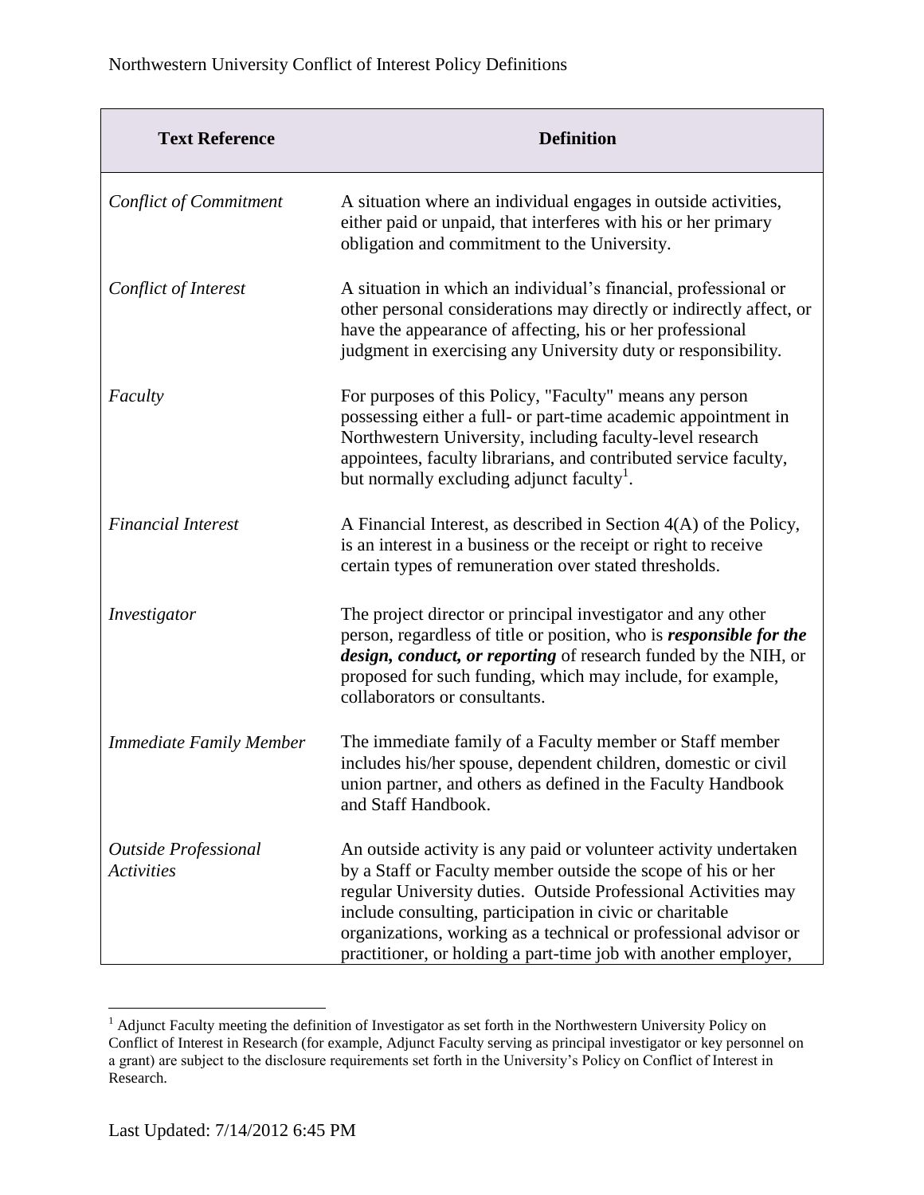Northwestern University Conflict of Interest Policy Definitions

| Text Reference | Definition |
|---|---|
| *Conflict of Commitment* | A situation where an individual engages in outside activities, either paid or unpaid, that interferes with his or her primary obligation and commitment to the University. |
| *Conflict of Interest* | A situation in which an individual's financial, professional or other personal considerations may directly or indirectly affect, or have the appearance of affecting, his or her professional judgment in exercising any University duty or responsibility. |
| *Faculty* | For purposes of this Policy, "Faculty" means any person possessing either a full- or part-time academic appointment in Northwestern University, including faculty-level research appointees, faculty librarians, and contributed service faculty, but normally excluding adjunct faculty[1]. |
| *Financial Interest* | A Financial Interest, as described in Section 4(A) of the Policy, is an interest in a business or the receipt or right to receive certain types of remuneration over stated thresholds. |
| *Investigator* | The project director or principal investigator and any other person, regardless of title or position, who is ***responsible for the design, conduct, or reporting*** of research funded by the NIH, or proposed for such funding, which may include, for example, collaborators or consultants. |
| *Immediate Family Member* | The immediate family of a Faculty member or Staff member includes his/her spouse, dependent children, domestic or civil union partner, and others as defined in the Faculty Handbook and Staff Handbook. |
| *Outside Professional Activities* | An outside activity is any paid or volunteer activity undertaken by a Staff or Faculty member outside the scope of his or her regular University duties. Outside Professional Activities may include consulting, participation in civic or charitable organizations, working as a technical or professional advisor or practitioner, or holding a part-time job with another employer, |

[1] Adjunct Faculty meeting the definition of Investigator as set forth in the Northwestern University Policy on Conflict of Interest in Research (for example, Adjunct Faculty serving as principal investigator or key personnel on a grant) are subject to the disclosure requirements set forth in the University's Policy on Conflict of Interest in Research.

Last Updated: 7/14/2012 6:45 PM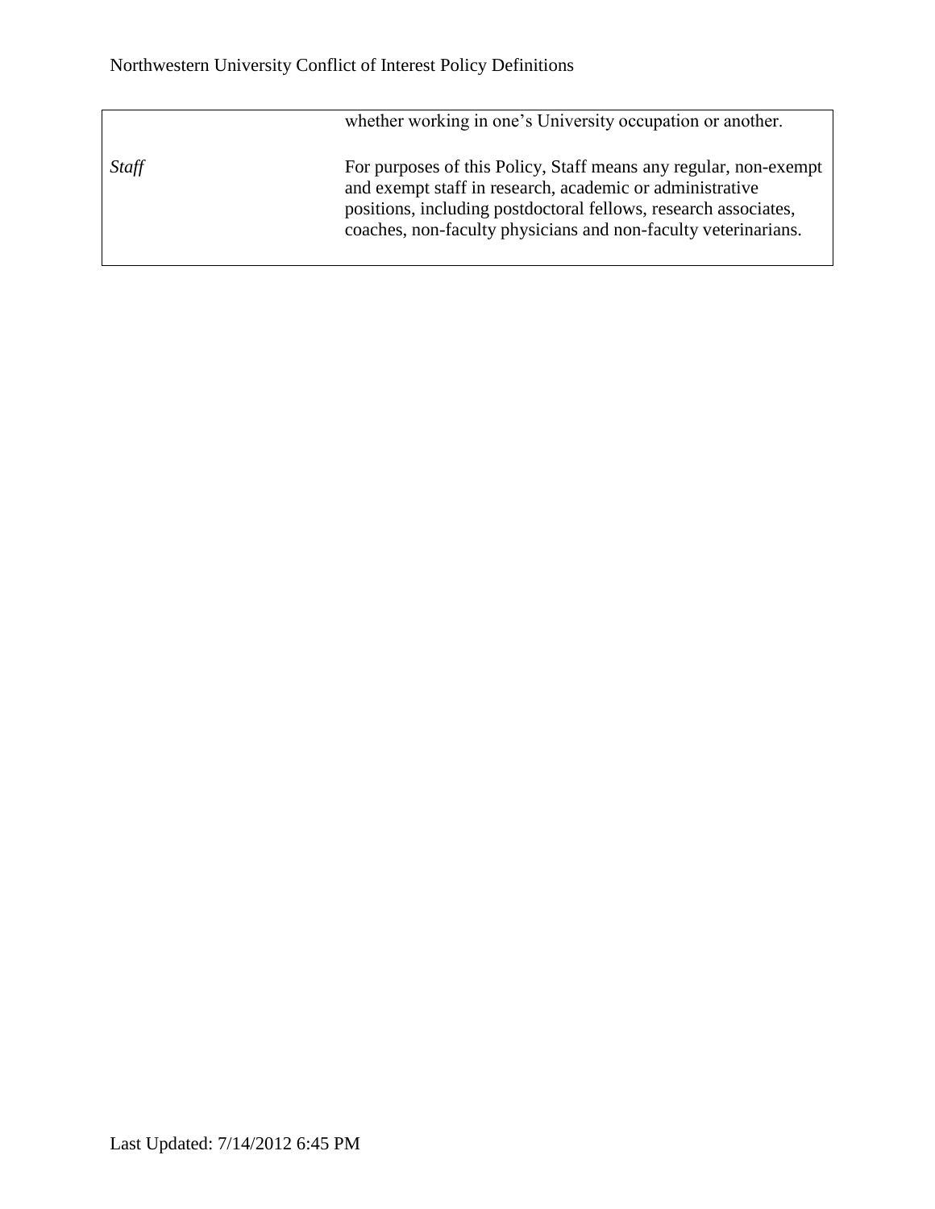| | |
|---|---|
| | whether working in one's University occupation or another. |
| *Staff* | For purposes of this Policy, Staff means any regular, non-exempt and exempt staff in research, academic or administrative positions, including postdoctoral fellows, research associates, coaches, non-faculty physicians and non-faculty veterinarians. |